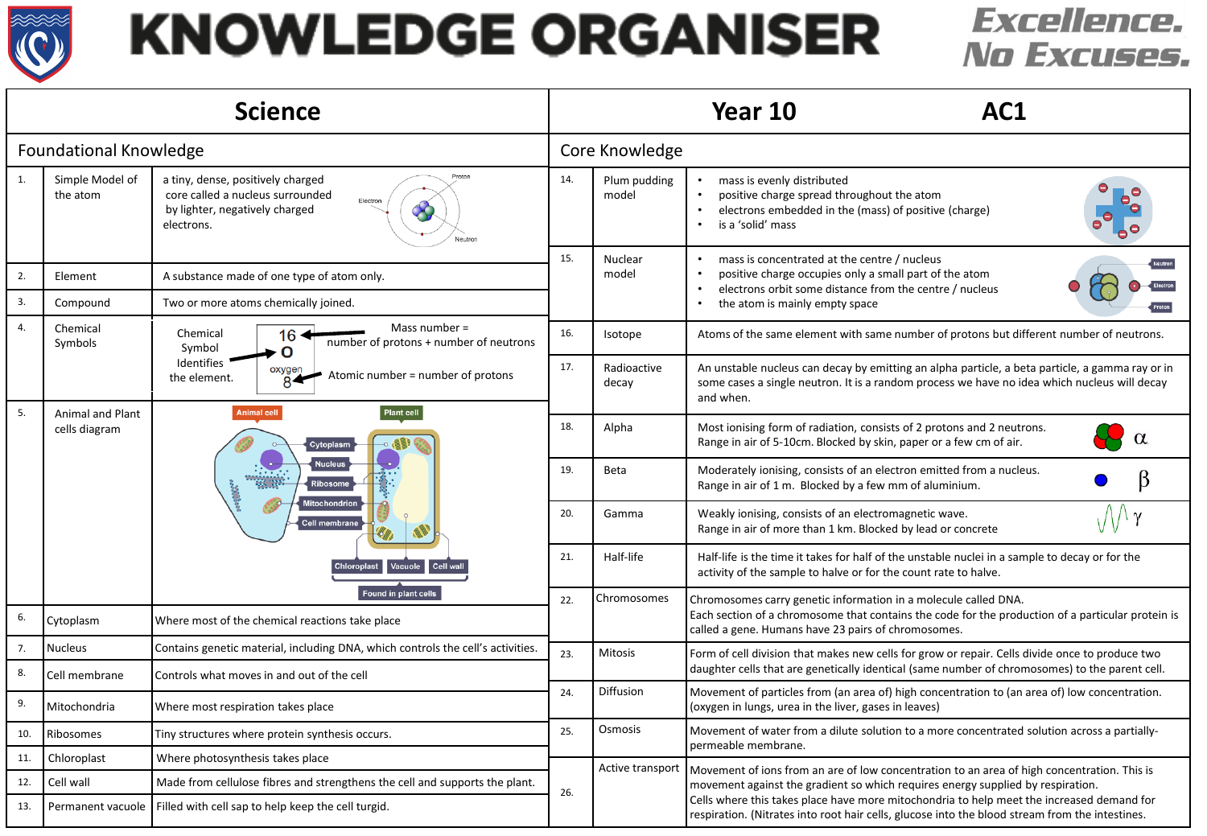# KNOWLEDGE ORGANISER

Excellence. No Excuses.

## Science — Year 10 — AC1

### Foundational Knowledge

| | | |
|---|---|---|
| 1. | Simple Model of the atom | a tiny, dense, positively charged core called a nucleus surrounded by lighter, negatively charged electrons. (Proton, Electron, Neutron) |
| 2. | Element | A substance made of one type of atom only. |
| 3. | Compound | Two or more atoms chemically joined. |
| 4. | Chemical Symbols | Chemical Symbol Identifies the element. 16 O oxygen 8. Mass number = number of protons + number of neutrons. Atomic number = number of protons |
| 5. | Animal and Plant cells diagram | Animal cell, Plant cell: Cytoplasm, Nucleus, Ribosome, Mitochondrion, Cell membrane; Chloroplast, Vacuole, Cell wall — Found in plant cells |
| 6. | Cytoplasm | Where most of the chemical reactions take place |
| 7. | Nucleus | Contains genetic material, including DNA, which controls the cell's activities. |
| 8. | Cell membrane | Controls what moves in and out of the cell |
| 9. | Mitochondria | Where most respiration takes place |
| 10. | Ribosomes | Tiny structures where protein synthesis occurs. |
| 11. | Chloroplast | Where photosynthesis takes place |
| 12. | Cell wall | Made from cellulose fibres and strengthens the cell and supports the plant. |
| 13. | Permanent vacuole | Filled with cell sap to help keep the cell turgid. |

### Core Knowledge

| | | |
|---|---|---|
| 14. | Plum pudding model | • mass is evenly distributed<br>• positive charge spread throughout the atom<br>• electrons embedded in the (mass) of positive (charge)<br>• is a 'solid' mass |
| 15. | Nuclear model | • mass is concentrated at the centre / nucleus<br>• positive charge occupies only a small part of the atom<br>• electrons orbit some distance from the centre / nucleus<br>• the atom is mainly empty space<br>(Neutron, Electron, Proton) |
| 16. | Isotope | Atoms of the same element with same number of protons but different number of neutrons. |
| 17. | Radioactive decay | An unstable nucleus can decay by emitting an alpha particle, a beta particle, a gamma ray or in some cases a single neutron. It is a random process we have no idea which nucleus will decay and when. |
| 18. | Alpha | Most ionising form of radiation, consists of 2 protons and 2 neutrons. Range in air of 5-10cm. Blocked by skin, paper or a few cm of air. α |
| 19. | Beta | Moderately ionising, consists of an electron emitted from a nucleus. Range in air of 1 m. Blocked by a few mm of aluminium. β |
| 20. | Gamma | Weakly ionising, consists of an electromagnetic wave. Range in air of more than 1 km. Blocked by lead or concrete γ |
| 21. | Half-life | Half-life is the time it takes for half of the unstable nuclei in a sample to decay or for the activity of the sample to halve or for the count rate to halve. |
| 22. | Chromosomes | Chromosomes carry genetic information in a molecule called DNA. Each section of a chromosome that contains the code for the production of a particular protein is called a gene. Humans have 23 pairs of chromosomes. |
| 23. | Mitosis | Form of cell division that makes new cells for grow or repair. Cells divide once to produce two daughter cells that are genetically identical (same number of chromosomes) to the parent cell. |
| 24. | Diffusion | Movement of particles from (an area of) high concentration to (an area of) low concentration. (oxygen in lungs, urea in the liver, gases in leaves) |
| 25. | Osmosis | Movement of water from a dilute solution to a more concentrated solution across a partially-permeable membrane. |
| 26. | Active transport | Movement of ions from an are of low concentration to an area of high concentration. This is movement against the gradient so which requires energy supplied by respiration. Cells where this takes place have more mitochondria to help meet the increased demand for respiration. (Nitrates into root hair cells, glucose into the blood stream from the intestines. |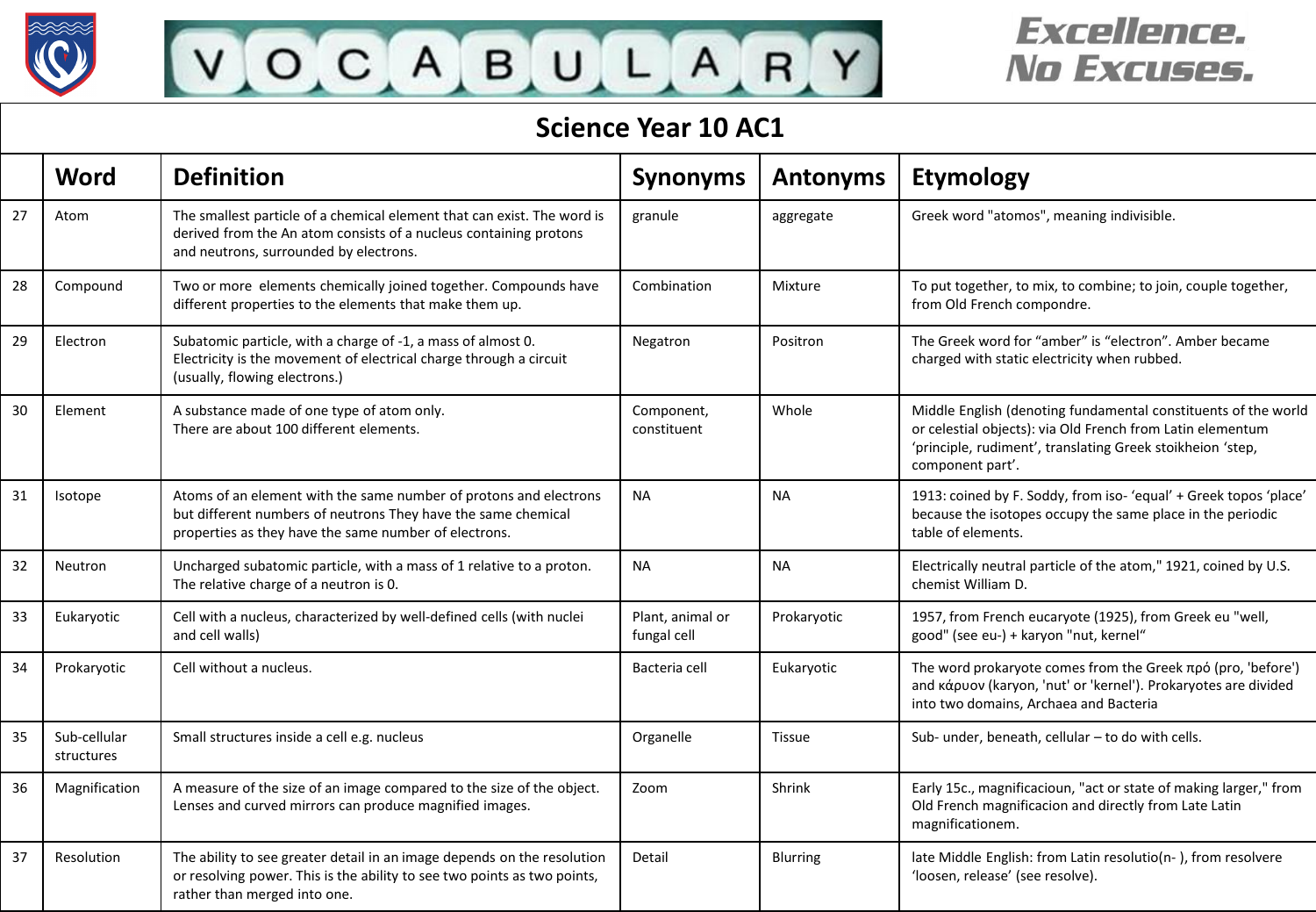## Science Year 10 AC1

| | Word | Definition | Synonyms | Antonyms | Etymology |
|---|---|---|---|---|---|
| 27 | Atom | The smallest particle of a chemical element that can exist. The word is derived from the An atom consists of a nucleus containing protons and neutrons, surrounded by electrons. | granule | aggregate | Greek word "atomos", meaning indivisible. |
| 28 | Compound | Two or more elements chemically joined together. Compounds have different properties to the elements that make them up. | Combination | Mixture | To put together, to mix, to combine; to join, couple together, from Old French compondre. |
| 29 | Electron | Subatomic particle, with a charge of -1, a mass of almost 0. Electricity is the movement of electrical charge through a circuit (usually, flowing electrons.) | Negatron | Positron | The Greek word for "amber" is "electron". Amber became charged with static electricity when rubbed. |
| 30 | Element | A substance made of one type of atom only. There are about 100 different elements. | Component, constituent | Whole | Middle English (denoting fundamental constituents of the world or celestial objects): via Old French from Latin elementum 'principle, rudiment', translating Greek stoikheion 'step, component part'. |
| 31 | Isotope | Atoms of an element with the same number of protons and electrons but different numbers of neutrons They have the same chemical properties as they have the same number of electrons. | NA | NA | 1913: coined by F. Soddy, from iso- 'equal' + Greek topos 'place' because the isotopes occupy the same place in the periodic table of elements. |
| 32 | Neutron | Uncharged subatomic particle, with a mass of 1 relative to a proton. The relative charge of a neutron is 0. | NA | NA | Electrically neutral particle of the atom," 1921, coined by U.S. chemist William D. |
| 33 | Eukaryotic | Cell with a nucleus, characterized by well-defined cells (with nuclei and cell walls) | Plant, animal or fungal cell | Prokaryotic | 1957, from French eucaryote (1925), from Greek eu "well, good" (see eu-) + karyon "nut, kernel" |
| 34 | Prokaryotic | Cell without a nucleus. | Bacteria cell | Eukaryotic | The word prokaryote comes from the Greek πρό (pro, 'before') and κάρυον (karyon, 'nut' or 'kernel'). Prokaryotes are divided into two domains, Archaea and Bacteria |
| 35 | Sub-cellular structures | Small structures inside a cell e.g. nucleus | Organelle | Tissue | Sub- under, beneath, cellular – to do with cells. |
| 36 | Magnification | A measure of the size of an image compared to the size of the object. Lenses and curved mirrors can produce magnified images. | Zoom | Shrink | Early 15c., magnificacioun, "act or state of making larger," from Old French magnificacion and directly from Late Latin magnificationem. |
| 37 | Resolution | The ability to see greater detail in an image depends on the resolution or resolving power. This is the ability to see two points as two points, rather than merged into one. | Detail | Blurring | late Middle English: from Latin resolutio(n- ), from resolvere 'loosen, release' (see resolve). |